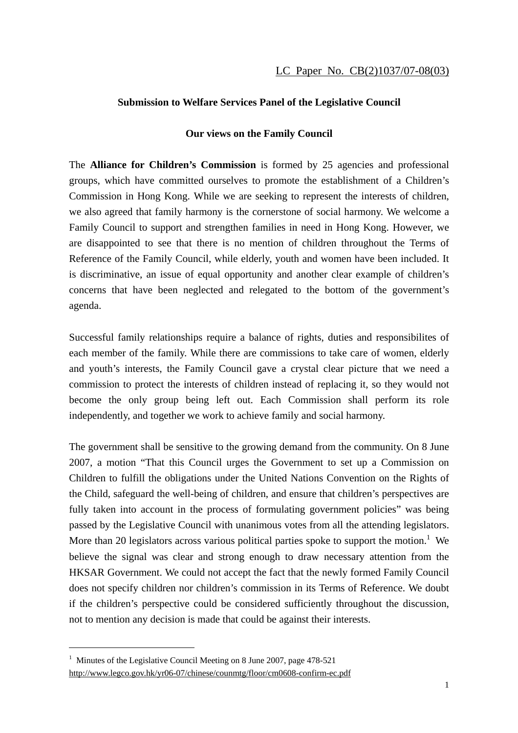LC Paper No. CB(2)1037/07-08(03)

**Submission to Welfare Services Panel of the Legislative Council**

**Our views on the Family Council**

The **Alliance for Children's Commission** is formed by 25 agencies and professional groups, which have committed ourselves to promote the establishment of a Children's Commission in Hong Kong. While we are seeking to represent the interests of children, we also agreed that family harmony is the cornerstone of social harmony. We welcome a Family Council to support and strengthen families in need in Hong Kong. However, we are disappointed to see that there is no mention of children throughout the Terms of Reference of the Family Council, while elderly, youth and women have been included. It is discriminative, an issue of equal opportunity and another clear example of children's concerns that have been neglected and relegated to the bottom of the government's agenda.

Successful family relationships require a balance of rights, duties and responsibilites of each member of the family. While there are commissions to take care of women, elderly and youth's interests, the Family Council gave a crystal clear picture that we need a commission to protect the interests of children instead of replacing it, so they would not become the only group being left out. Each Commission shall perform its role independently, and together we work to achieve family and social harmony.

The government shall be sensitive to the growing demand from the community. On 8 June 2007, a motion "That this Council urges the Government to set up a Commission on Children to fulfill the obligations under the United Nations Convention on the Rights of the Child, safeguard the well-being of children, and ensure that children's perspectives are fully taken into account in the process of formulating government policies" was being passed by the Legislative Council with unanimous votes from all the attending legislators. More than 20 legislators across various political parties spoke to support the motion.[1] We believe the signal was clear and strong enough to draw necessary attention from the HKSAR Government. We could not accept the fact that the newly formed Family Council does not specify children nor children's commission in its Terms of Reference. We doubt if the children's perspective could be considered sufficiently throughout the discussion, not to mention any decision is made that could be against their interests.

---

[1] Minutes of the Legislative Council Meeting on 8 June 2007, page 478-521
http://www.legco.gov.hk/yr06-07/chinese/counmtg/floor/cm0608-confirm-ec.pdf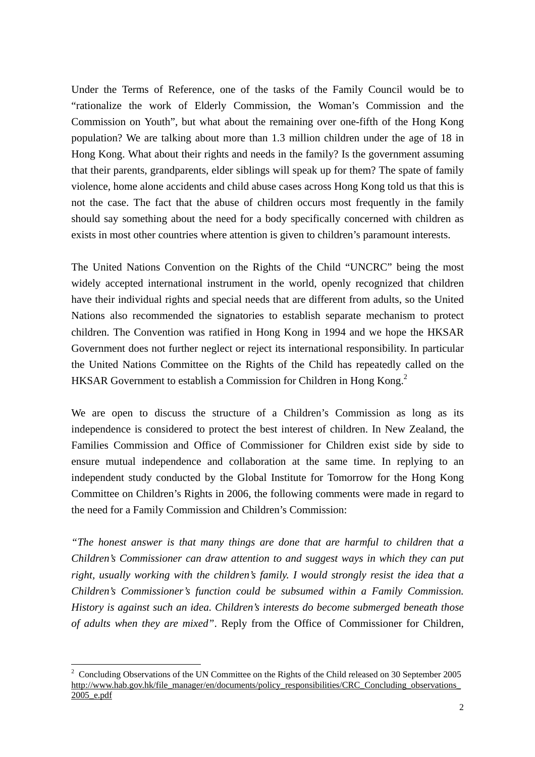Under the Terms of Reference, one of the tasks of the Family Council would be to "rationalize the work of Elderly Commission, the Woman's Commission and the Commission on Youth", but what about the remaining over one-fifth of the Hong Kong population? We are talking about more than 1.3 million children under the age of 18 in Hong Kong. What about their rights and needs in the family? Is the government assuming that their parents, grandparents, elder siblings will speak up for them? The spate of family violence, home alone accidents and child abuse cases across Hong Kong told us that this is not the case. The fact that the abuse of children occurs most frequently in the family should say something about the need for a body specifically concerned with children as exists in most other countries where attention is given to children's paramount interests.

The United Nations Convention on the Rights of the Child "UNCRC" being the most widely accepted international instrument in the world, openly recognized that children have their individual rights and special needs that are different from adults, so the United Nations also recommended the signatories to establish separate mechanism to protect children. The Convention was ratified in Hong Kong in 1994 and we hope the HKSAR Government does not further neglect or reject its international responsibility. In particular the United Nations Committee on the Rights of the Child has repeatedly called on the HKSAR Government to establish a Commission for Children in Hong Kong.[2]

We are open to discuss the structure of a Children's Commission as long as its independence is considered to protect the best interest of children. In New Zealand, the Families Commission and Office of Commissioner for Children exist side by side to ensure mutual independence and collaboration at the same time. In replying to an independent study conducted by the Global Institute for Tomorrow for the Hong Kong Committee on Children's Rights in 2006, the following comments were made in regard to the need for a Family Commission and Children's Commission:

*"The honest answer is that many things are done that are harmful to children that a Children's Commissioner can draw attention to and suggest ways in which they can put right, usually working with the children's family. I would strongly resist the idea that a Children's Commissioner's function could be subsumed within a Family Commission. History is against such an idea. Children's interests do become submerged beneath those of adults when they are mixed"*. Reply from the Office of Commissioner for Children,

---

[2] Concluding Observations of the UN Committee on the Rights of the Child released on 30 September 2005 http://www.hab.gov.hk/file_manager/en/documents/policy_responsibilities/CRC_Concluding_observations_2005_e.pdf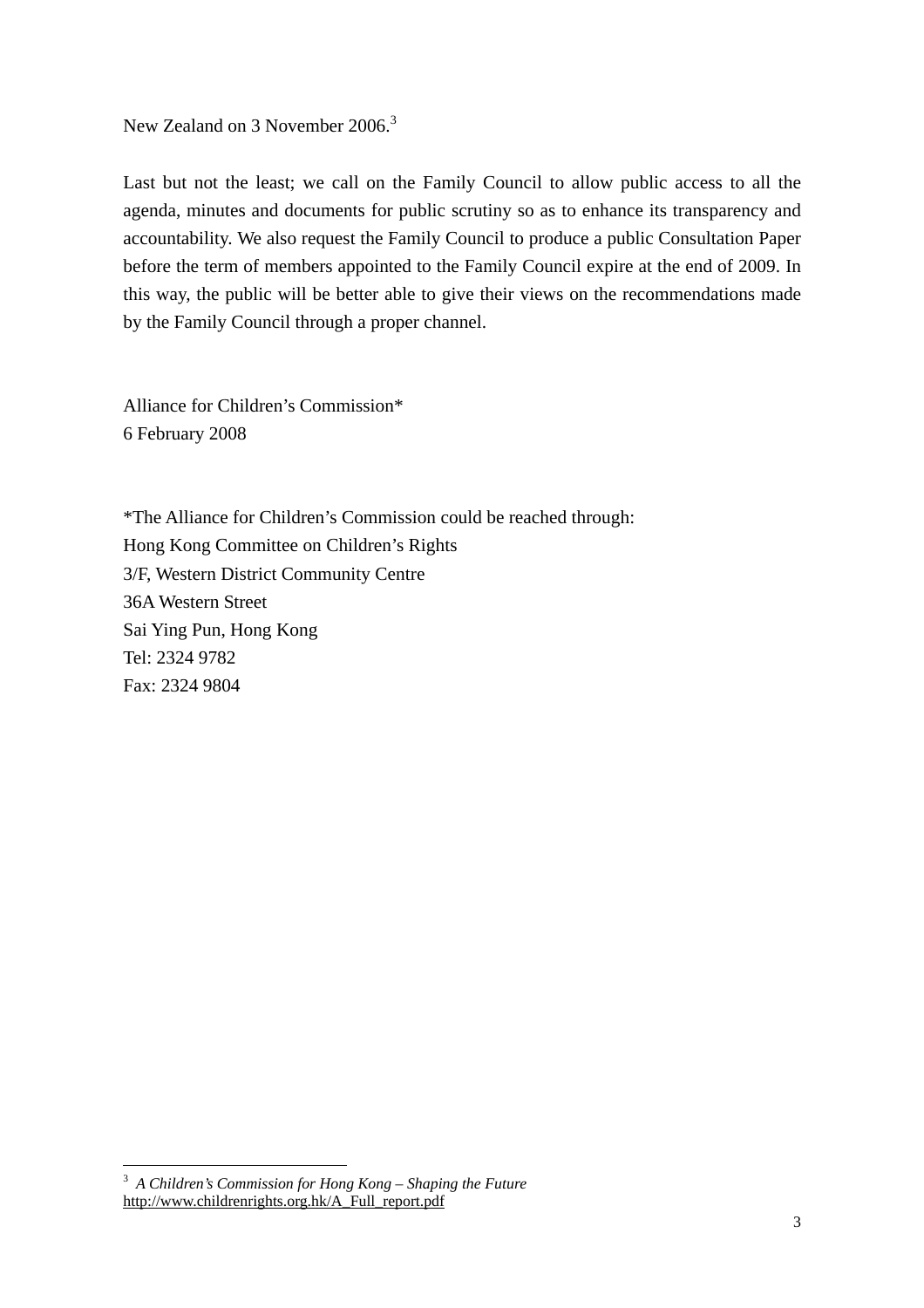New Zealand on 3 November 2006.[3]

Last but not the least; we call on the Family Council to allow public access to all the agenda, minutes and documents for public scrutiny so as to enhance its transparency and accountability. We also request the Family Council to produce a public Consultation Paper before the term of members appointed to the Family Council expire at the end of 2009. In this way, the public will be better able to give their views on the recommendations made by the Family Council through a proper channel.

Alliance for Children's Commission*
6 February 2008

*The Alliance for Children's Commission could be reached through:
Hong Kong Committee on Children's Rights
3/F, Western District Community Centre
36A Western Street
Sai Ying Pun, Hong Kong
Tel: 2324 9782
Fax: 2324 9804

---

[3] *A Children's Commission for Hong Kong – Shaping the Future*
http://www.childrenrights.org.hk/A_Full_report.pdf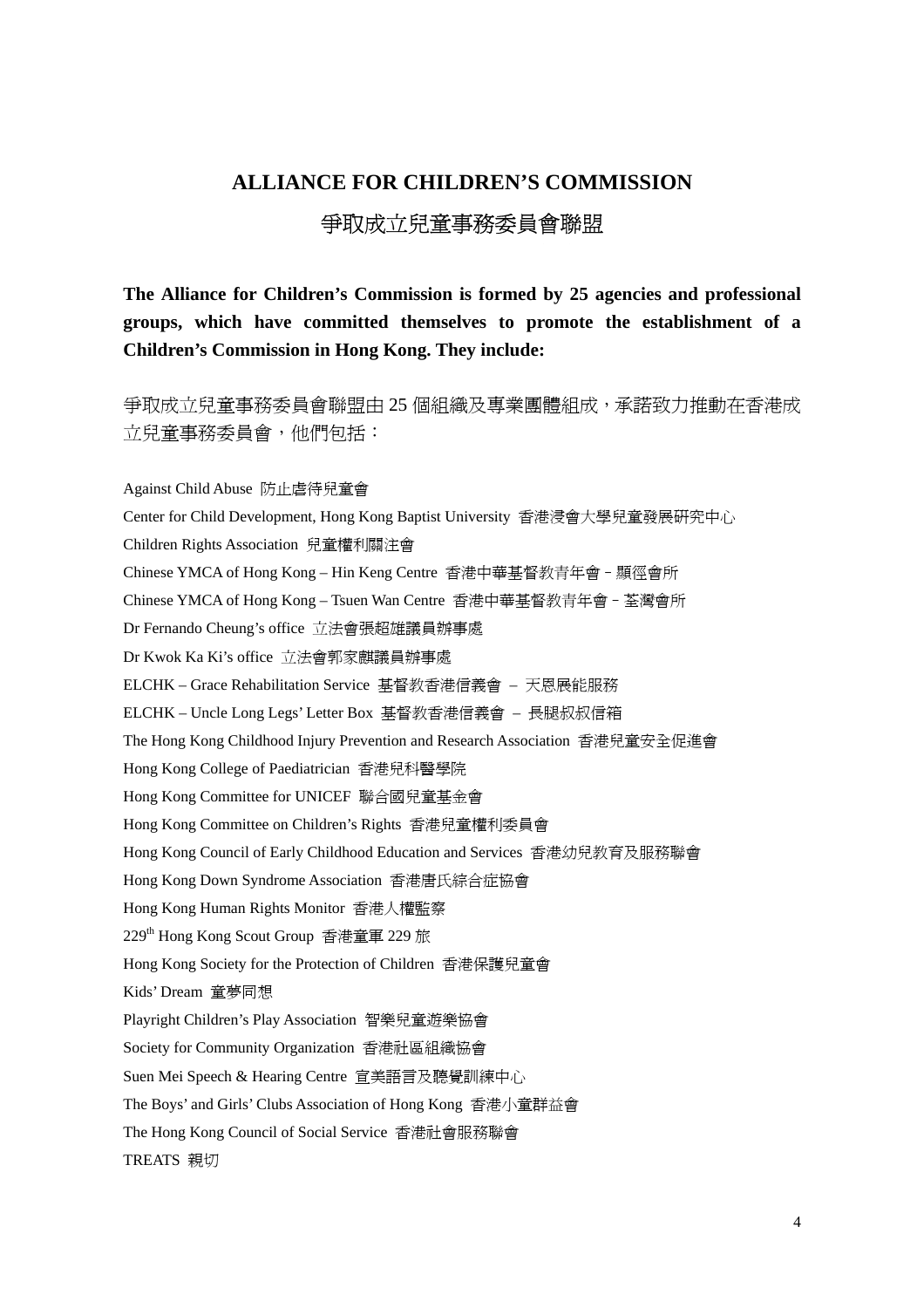# ALLIANCE FOR CHILDREN'S COMMISSION

# 爭取成立兒童事務委員會聯盟

**The Alliance for Children's Commission is formed by 25 agencies and professional groups, which have committed themselves to promote the establishment of a Children's Commission in Hong Kong. They include:**

爭取成立兒童事務委員會聯盟由 25 個組織及專業團體組成，承諾致力推動在香港成立兒童事務委員會，他們包括：

Against Child Abuse 防止虐待兒童會
Center for Child Development, Hong Kong Baptist University 香港浸會大學兒童發展研究中心
Children Rights Association 兒童權利關注會
Chinese YMCA of Hong Kong – Hin Keng Centre 香港中華基督教青年會－顯徑會所
Chinese YMCA of Hong Kong – Tsuen Wan Centre 香港中華基督教青年會－荃灣會所
Dr Fernando Cheung's office 立法會張超雄議員辦事處
Dr Kwok Ka Ki's office 立法會郭家麒議員辦事處
ELCHK – Grace Rehabilitation Service 基督教香港信義會 – 天恩展能服務
ELCHK – Uncle Long Legs' Letter Box 基督教香港信義會 – 長腿叔叔信箱
The Hong Kong Childhood Injury Prevention and Research Association 香港兒童安全促進會
Hong Kong College of Paediatrician 香港兒科醫學院
Hong Kong Committee for UNICEF 聯合國兒童基金會
Hong Kong Committee on Children's Rights 香港兒童權利委員會
Hong Kong Council of Early Childhood Education and Services 香港幼兒教育及服務聯會
Hong Kong Down Syndrome Association 香港唐氏綜合症協會
Hong Kong Human Rights Monitor 香港人權監察
229th Hong Kong Scout Group 香港童軍 229 旅
Hong Kong Society for the Protection of Children 香港保護兒童會
Kids' Dream 童夢同想
Playright Children's Play Association 智樂兒童遊樂協會
Society for Community Organization 香港社區組織協會
Suen Mei Speech & Hearing Centre 宣美語言及聽覺訓練中心
The Boys' and Girls' Clubs Association of Hong Kong 香港小童群益會
The Hong Kong Council of Social Service 香港社會服務聯會
TREATS 親切